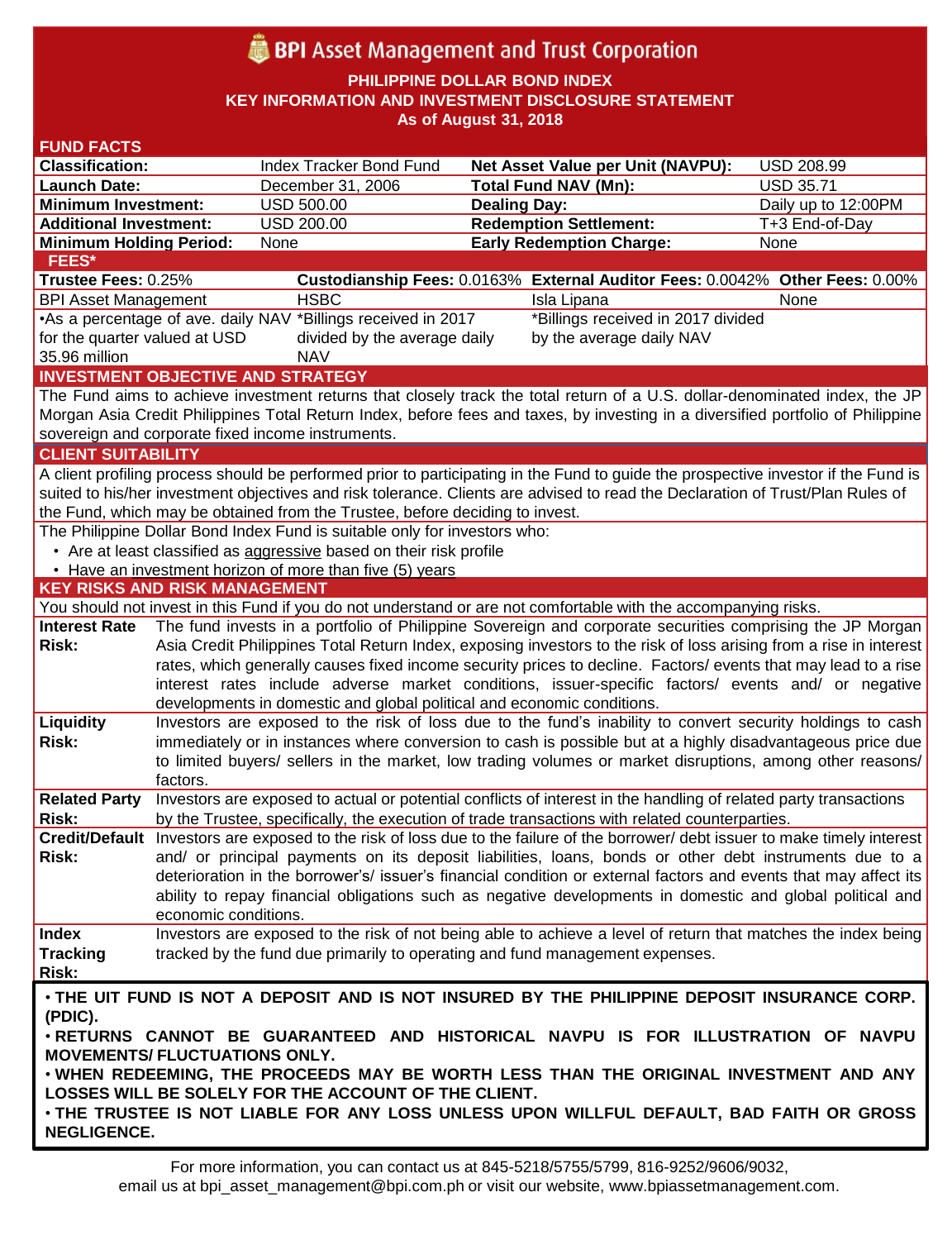# BPI Asset Management and Trust Corporation

**PHILIPPINE DOLLAR BOND INDEX**
**KEY INFORMATION AND INVESTMENT DISCLOSURE STATEMENT**
**As of August 31, 2018**

## FUND FACTS

| | | | |
|---|---|---|---|
| **Classification:** | Index Tracker Bond Fund | **Net Asset Value per Unit (NAVPU):** | USD 208.99 |
| **Launch Date:** | December 31, 2006 | **Total Fund NAV (Mn):** | USD 35.71 |
| **Minimum Investment:** | USD 500.00 | **Dealing Day:** | Daily up to 12:00PM |
| **Additional Investment:** | USD 200.00 | **Redemption Settlement:** | T+3 End-of-Day |
| **Minimum Holding Period:** | None | **Early Redemption Charge:** | None |

## FEES*

| **Trustee Fees:** 0.25% | **Custodianship Fees:** 0.0163% | **External Auditor Fees:** 0.0042% | **Other Fees:** 0.00% |
|---|---|---|---|
| BPI Asset Management | HSBC | Isla Lipana | None |
| •As a percentage of ave. daily NAV for the quarter valued at USD 35.96 million | *Billings received in 2017 divided by the average daily NAV | *Billings received in 2017 divided by the average daily NAV | |

## INVESTMENT OBJECTIVE AND STRATEGY

The Fund aims to achieve investment returns that closely track the total return of a U.S. dollar-denominated index, the JP Morgan Asia Credit Philippines Total Return Index, before fees and taxes, by investing in a diversified portfolio of Philippine sovereign and corporate fixed income instruments.

## CLIENT SUITABILITY

A client profiling process should be performed prior to participating in the Fund to guide the prospective investor if the Fund is suited to his/her investment objectives and risk tolerance. Clients are advised to read the Declaration of Trust/Plan Rules of the Fund, which may be obtained from the Trustee, before deciding to invest.

The Philippine Dollar Bond Index Fund is suitable only for investors who:

- Are at least classified as aggressive based on their risk profile
- Have an investment horizon of more than five (5) years

## KEY RISKS AND RISK MANAGEMENT

You should not invest in this Fund if you do not understand or are not comfortable with the accompanying risks.

| | |
|---|---|
| **Interest Rate Risk:** | The fund invests in a portfolio of Philippine Sovereign and corporate securities comprising the JP Morgan Asia Credit Philippines Total Return Index, exposing investors to the risk of loss arising from a rise in interest rates, which generally causes fixed income security prices to decline. Factors/ events that may lead to a rise interest rates include adverse market conditions, issuer-specific factors/ events and/ or negative developments in domestic and global political and economic conditions. |
| **Liquidity Risk:** | Investors are exposed to the risk of loss due to the fund's inability to convert security holdings to cash immediately or in instances where conversion to cash is possible but at a highly disadvantageous price due to limited buyers/ sellers in the market, low trading volumes or market disruptions, among other reasons/ factors. |
| **Related Party Risk:** | Investors are exposed to actual or potential conflicts of interest in the handling of related party transactions by the Trustee, specifically, the execution of trade transactions with related counterparties. |
| **Credit/Default Risk:** | Investors are exposed to the risk of loss due to the failure of the borrower/ debt issuer to make timely interest and/ or principal payments on its deposit liabilities, loans, bonds or other debt instruments due to a deterioration in the borrower's/ issuer's financial condition or external factors and events that may affect its ability to repay financial obligations such as negative developments in domestic and global political and economic conditions. |
| **Index Tracking Risk:** | Investors are exposed to the risk of not being able to achieve a level of return that matches the index being tracked by the fund due primarily to operating and fund management expenses. |

**• THE UIT FUND IS NOT A DEPOSIT AND IS NOT INSURED BY THE PHILIPPINE DEPOSIT INSURANCE CORP. (PDIC).**
**• RETURNS CANNOT BE GUARANTEED AND HISTORICAL NAVPU IS FOR ILLUSTRATION OF NAVPU MOVEMENTS/ FLUCTUATIONS ONLY.**
**• WHEN REDEEMING, THE PROCEEDS MAY BE WORTH LESS THAN THE ORIGINAL INVESTMENT AND ANY LOSSES WILL BE SOLELY FOR THE ACCOUNT OF THE CLIENT.**
**• THE TRUSTEE IS NOT LIABLE FOR ANY LOSS UNLESS UPON WILLFUL DEFAULT, BAD FAITH OR GROSS NEGLIGENCE.**

For more information, you can contact us at 845-5218/5755/5799, 816-9252/9606/9032, email us at bpi_asset_management@bpi.com.ph or visit our website, www.bpiassetmanagement.com.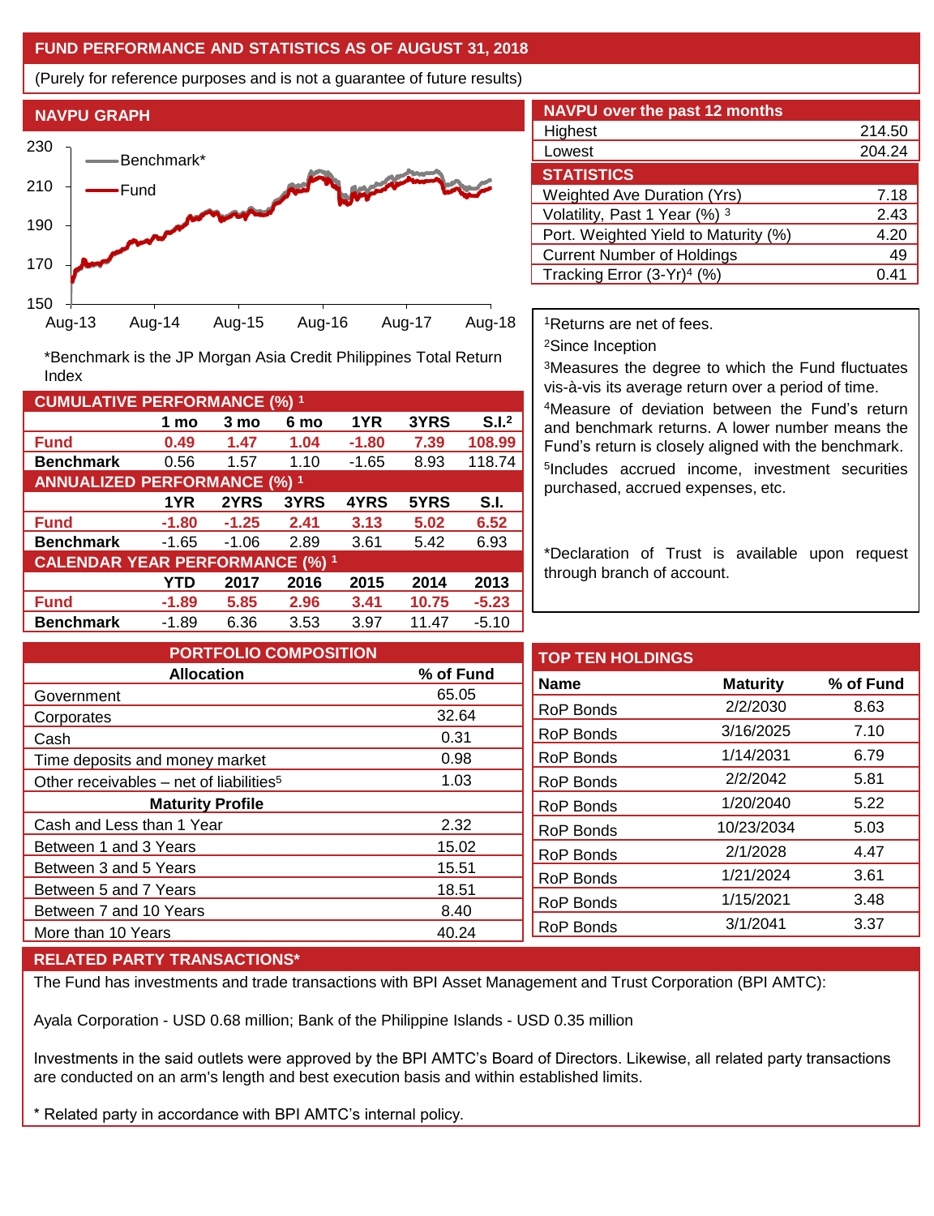## FUND PERFORMANCE AND STATISTICS AS OF AUGUST 31, 2018

(Purely for reference purposes and is not a guarantee of future results)

### NAVPU GRAPH

*Benchmark is the JP Morgan Asia Credit Philippines Total Return Index

### NAVPU over the past 12 months

| | |
|---|---|
| Highest | 214.50 |
| Lowest | 204.24 |

### STATISTICS

| | |
|---|---|
| Weighted Ave Duration (Yrs) | 7.18 |
| Volatility, Past 1 Year (%) [3] | 2.43 |
| Port. Weighted Yield to Maturity (%) | 4.20 |
| Current Number of Holdings | 49 |
| Tracking Error (3-Yr)[4] (%) | 0.41 |

### CUMULATIVE PERFORMANCE (%) [1]

| | 1 mo | 3 mo | 6 mo | 1YR | 3YRS | S.I.[2] |
|---|---|---|---|---|---|---|
| **Fund** | **0.49** | **1.47** | **1.04** | **-1.80** | **7.39** | **108.99** |
| **Benchmark** | 0.56 | 1.57 | 1.10 | -1.65 | 8.93 | 118.74 |

### ANNUALIZED PERFORMANCE (%) [1]

| | 1YR | 2YRS | 3YRS | 4YRS | 5YRS | S.I. |
|---|---|---|---|---|---|---|
| **Fund** | **-1.80** | **-1.25** | **2.41** | **3.13** | **5.02** | **6.52** |
| **Benchmark** | -1.65 | -1.06 | 2.89 | 3.61 | 5.42 | 6.93 |

### CALENDAR YEAR PERFORMANCE (%) [1]

| | YTD | 2017 | 2016 | 2015 | 2014 | 2013 |
|---|---|---|---|---|---|---|
| **Fund** | **-1.89** | **5.85** | **2.96** | **3.41** | **10.75** | **-5.23** |
| **Benchmark** | -1.89 | 6.36 | 3.53 | 3.97 | 11.47 | -5.10 |

[1]Returns are net of fees.

[2]Since Inception

[3]Measures the degree to which the Fund fluctuates vis-à-vis its average return over a period of time.

[4]Measure of deviation between the Fund's return and benchmark returns. A lower number means the Fund's return is closely aligned with the benchmark.

[5]Includes accrued income, investment securities purchased, accrued expenses, etc.

*Declaration of Trust is available upon request through branch of account.

### PORTFOLIO COMPOSITION

| Allocation | % of Fund |
|---|---|
| Government | 65.05 |
| Corporates | 32.64 |
| Cash | 0.31 |
| Time deposits and money market | 0.98 |
| Other receivables – net of liabilities[5] | 1.03 |
| **Maturity Profile** | |
| Cash and Less than 1 Year | 2.32 |
| Between 1 and 3 Years | 15.02 |
| Between 3 and 5 Years | 15.51 |
| Between 5 and 7 Years | 18.51 |
| Between 7 and 10 Years | 8.40 |
| More than 10 Years | 40.24 |

### TOP TEN HOLDINGS

| Name | Maturity | % of Fund |
|---|---|---|
| RoP Bonds | 2/2/2030 | 8.63 |
| RoP Bonds | 3/16/2025 | 7.10 |
| RoP Bonds | 1/14/2031 | 6.79 |
| RoP Bonds | 2/2/2042 | 5.81 |
| RoP Bonds | 1/20/2040 | 5.22 |
| RoP Bonds | 10/23/2034 | 5.03 |
| RoP Bonds | 2/1/2028 | 4.47 |
| RoP Bonds | 1/21/2024 | 3.61 |
| RoP Bonds | 1/15/2021 | 3.48 |
| RoP Bonds | 3/1/2041 | 3.37 |

### RELATED PARTY TRANSACTIONS*

The Fund has investments and trade transactions with BPI Asset Management and Trust Corporation (BPI AMTC):

Ayala Corporation - USD 0.68 million; Bank of the Philippine Islands - USD 0.35 million

Investments in the said outlets were approved by the BPI AMTC's Board of Directors. Likewise, all related party transactions are conducted on an arm's length and best execution basis and within established limits.

* Related party in accordance with BPI AMTC's internal policy.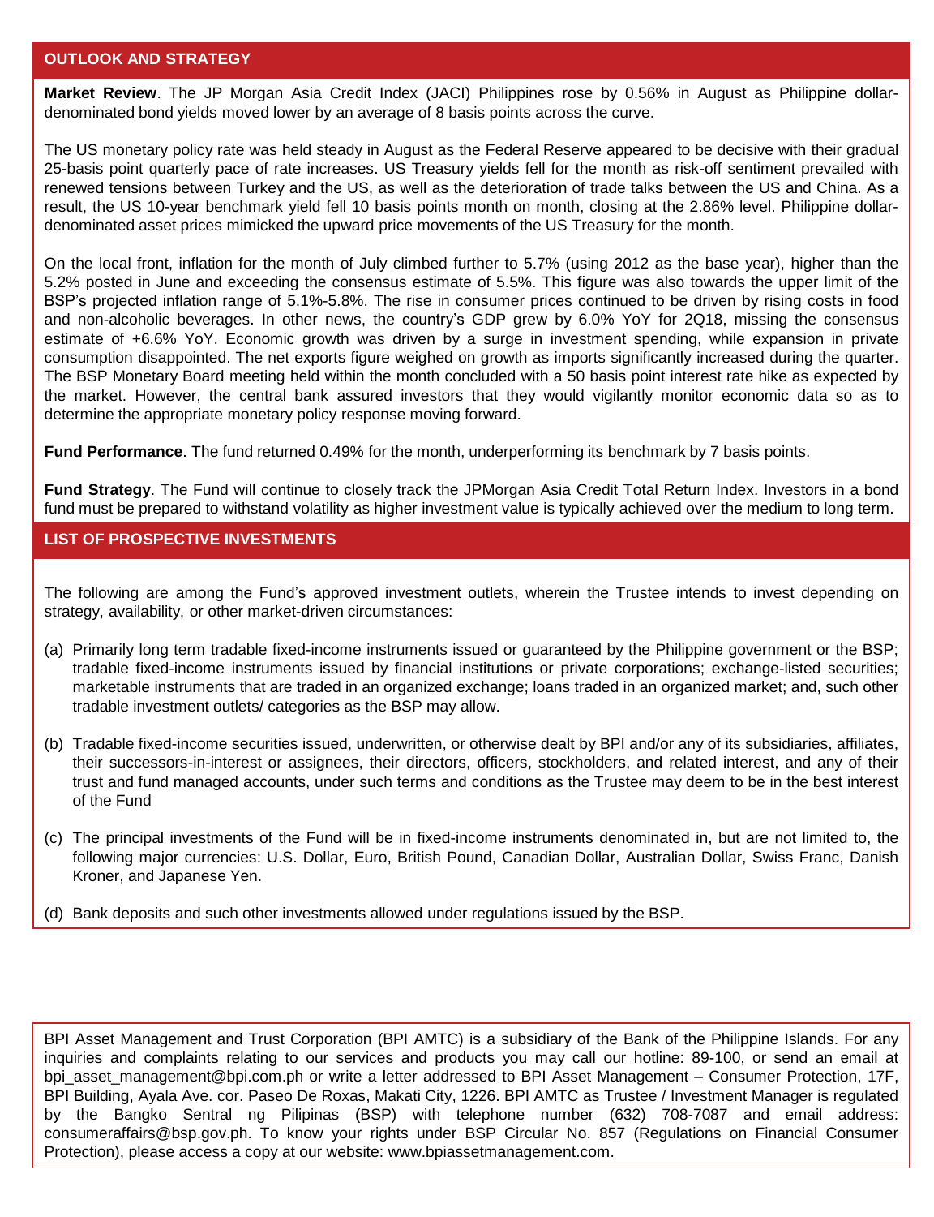## OUTLOOK AND STRATEGY

**Market Review**. The JP Morgan Asia Credit Index (JACI) Philippines rose by 0.56% in August as Philippine dollar-denominated bond yields moved lower by an average of 8 basis points across the curve.

The US monetary policy rate was held steady in August as the Federal Reserve appeared to be decisive with their gradual 25-basis point quarterly pace of rate increases. US Treasury yields fell for the month as risk-off sentiment prevailed with renewed tensions between Turkey and the US, as well as the deterioration of trade talks between the US and China. As a result, the US 10-year benchmark yield fell 10 basis points month on month, closing at the 2.86% level. Philippine dollar-denominated asset prices mimicked the upward price movements of the US Treasury for the month.

On the local front, inflation for the month of July climbed further to 5.7% (using 2012 as the base year), higher than the 5.2% posted in June and exceeding the consensus estimate of 5.5%. This figure was also towards the upper limit of the BSP's projected inflation range of 5.1%-5.8%. The rise in consumer prices continued to be driven by rising costs in food and non-alcoholic beverages. In other news, the country's GDP grew by 6.0% YoY for 2Q18, missing the consensus estimate of +6.6% YoY. Economic growth was driven by a surge in investment spending, while expansion in private consumption disappointed. The net exports figure weighed on growth as imports significantly increased during the quarter. The BSP Monetary Board meeting held within the month concluded with a 50 basis point interest rate hike as expected by the market. However, the central bank assured investors that they would vigilantly monitor economic data so as to determine the appropriate monetary policy response moving forward.

**Fund Performance**. The fund returned 0.49% for the month, underperforming its benchmark by 7 basis points.

**Fund Strategy**. The Fund will continue to closely track the JPMorgan Asia Credit Total Return Index. Investors in a bond fund must be prepared to withstand volatility as higher investment value is typically achieved over the medium to long term.

## LIST OF PROSPECTIVE INVESTMENTS

The following are among the Fund's approved investment outlets, wherein the Trustee intends to invest depending on strategy, availability, or other market-driven circumstances:

(a) Primarily long term tradable fixed-income instruments issued or guaranteed by the Philippine government or the BSP; tradable fixed-income instruments issued by financial institutions or private corporations; exchange-listed securities; marketable instruments that are traded in an organized exchange; loans traded in an organized market; and, such other tradable investment outlets/ categories as the BSP may allow.

(b) Tradable fixed-income securities issued, underwritten, or otherwise dealt by BPI and/or any of its subsidiaries, affiliates, their successors-in-interest or assignees, their directors, officers, stockholders, and related interest, and any of their trust and fund managed accounts, under such terms and conditions as the Trustee may deem to be in the best interest of the Fund

(c) The principal investments of the Fund will be in fixed-income instruments denominated in, but are not limited to, the following major currencies: U.S. Dollar, Euro, British Pound, Canadian Dollar, Australian Dollar, Swiss Franc, Danish Kroner, and Japanese Yen.

(d) Bank deposits and such other investments allowed under regulations issued by the BSP.

BPI Asset Management and Trust Corporation (BPI AMTC) is a subsidiary of the Bank of the Philippine Islands. For any inquiries and complaints relating to our services and products you may call our hotline: 89-100, or send an email at bpi_asset_management@bpi.com.ph or write a letter addressed to BPI Asset Management – Consumer Protection, 17F, BPI Building, Ayala Ave. cor. Paseo De Roxas, Makati City, 1226. BPI AMTC as Trustee / Investment Manager is regulated by the Bangko Sentral ng Pilipinas (BSP) with telephone number (632) 708-7087 and email address: consumeraffairs@bsp.gov.ph. To know your rights under BSP Circular No. 857 (Regulations on Financial Consumer Protection), please access a copy at our website: www.bpiassetmanagement.com.